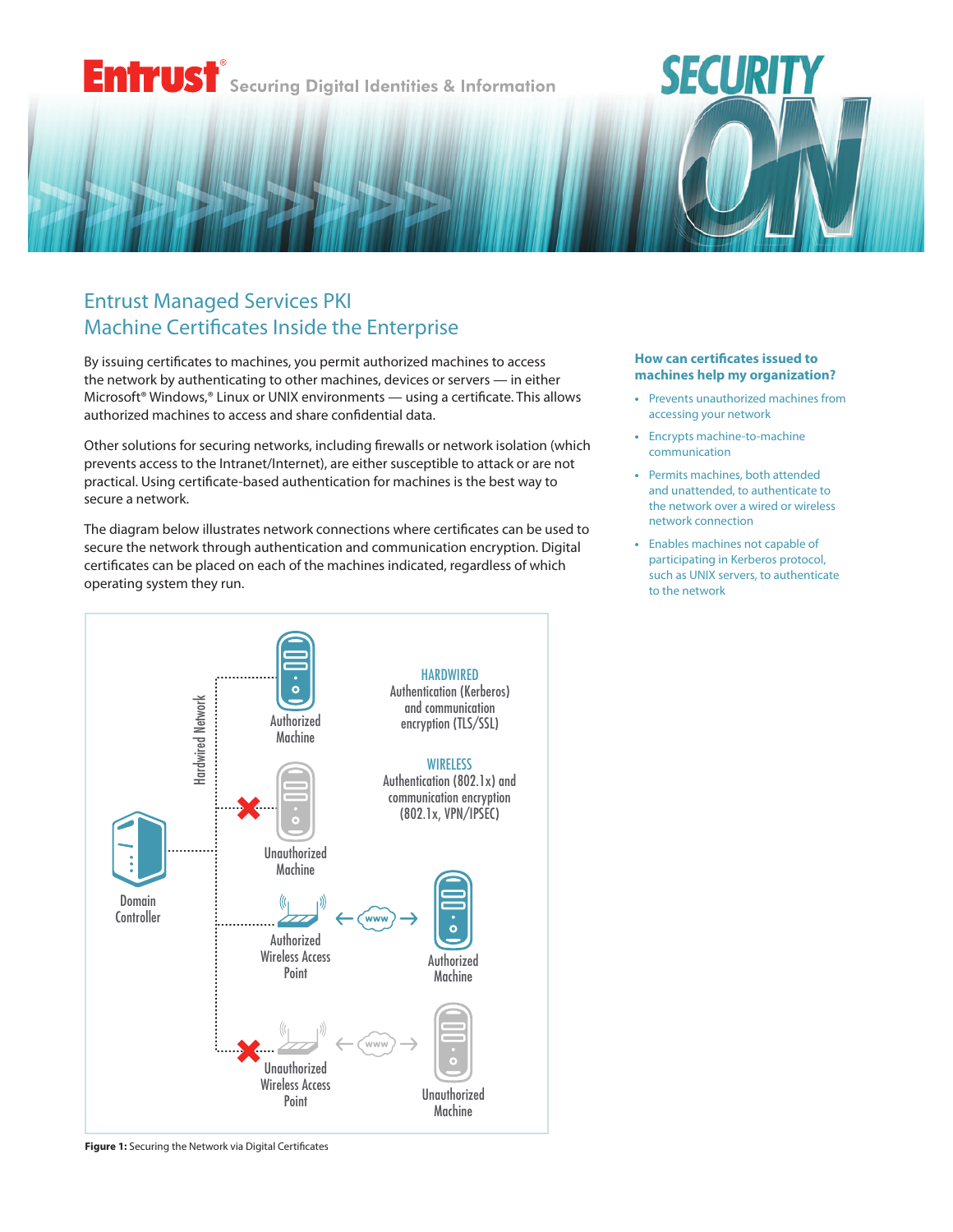Entrust Securing Digital Identities & Information

SECURITY ON

# Entrust Managed Services PKI
## Machine Certificates Inside the Enterprise

By issuing certificates to machines, you permit authorized machines to access the network by authenticating to other machines, devices or servers — in either Microsoft® Windows,® Linux or UNIX environments — using a certificate. This allows authorized machines to access and share confidential data.

Other solutions for securing networks, including firewalls or network isolation (which prevents access to the Intranet/Internet), are either susceptible to attack or are not practical. Using certificate-based authentication for machines is the best way to secure a network.

The diagram below illustrates network connections where certificates can be used to secure the network through authentication and communication encryption. Digital certificates can be placed on each of the machines indicated, regardless of which operating system they run.

Hardwired Network

Authorized Machine

Unauthorized Machine

Domain Controller

Authorized Wireless Access Point

Unauthorized Wireless Access Point

HARDWIRED
Authentication (Kerberos) and communication encryption (TLS/SSL)

WIRELESS
Authentication (802.1x) and communication encryption (802.1x, VPN/IPSEC)

www

Authorized Machine

www

Unauthorized Machine

**Figure 1:** Securing the Network via Digital Certificates

### How can certificates issued to machines help my organization?

- Prevents unauthorized machines from accessing your network
- Encrypts machine-to-machine communication
- Permits machines, both attended and unattended, to authenticate to the network over a wired or wireless network connection
- Enables machines not capable of participating in Kerberos protocol, such as UNIX servers, to authenticate to the network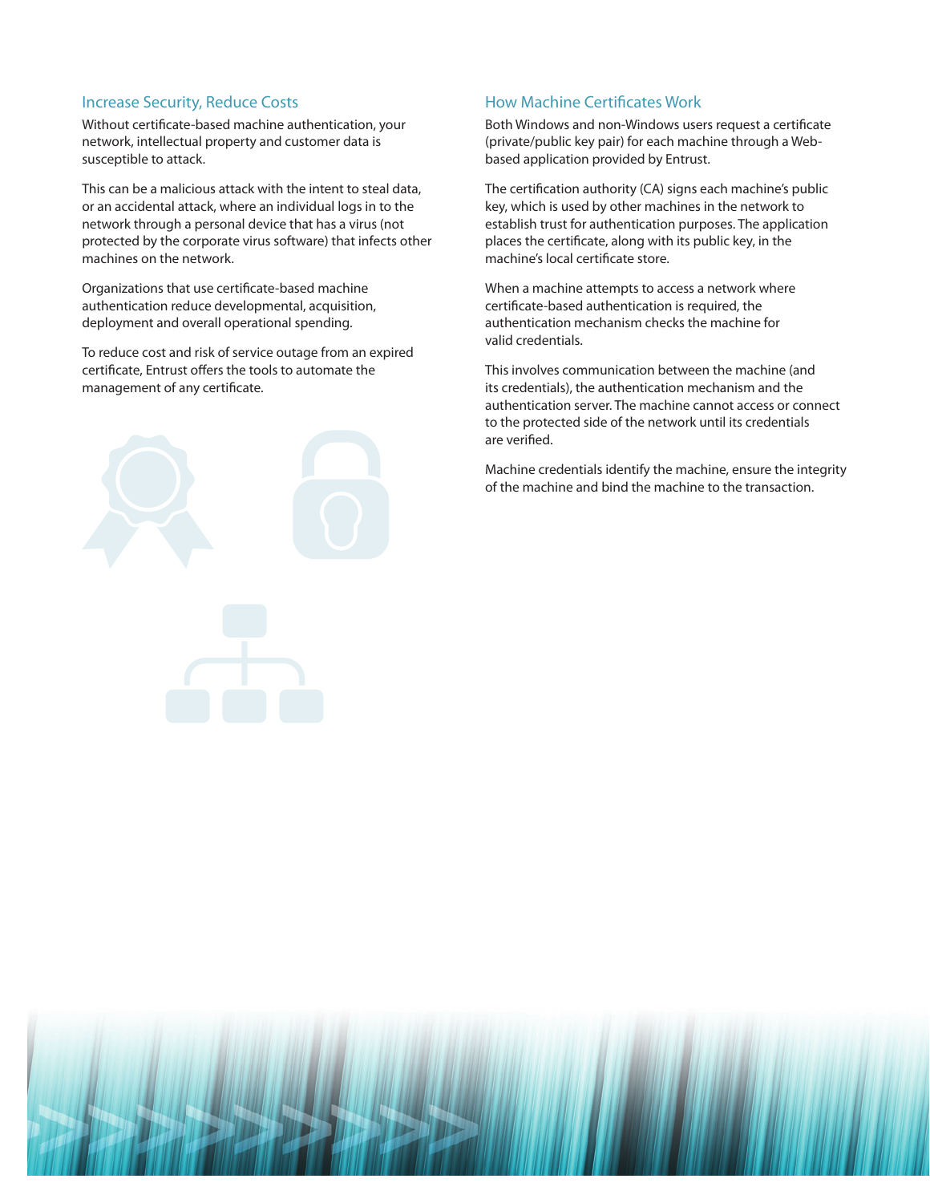## Increase Security, Reduce Costs

Without certificate-based machine authentication, your network, intellectual property and customer data is susceptible to attack.

This can be a malicious attack with the intent to steal data, or an accidental attack, where an individual logs in to the network through a personal device that has a virus (not protected by the corporate virus software) that infects other machines on the network.

Organizations that use certificate-based machine authentication reduce developmental, acquisition, deployment and overall operational spending.

To reduce cost and risk of service outage from an expired certificate, Entrust offers the tools to automate the management of any certificate.

## How Machine Certificates Work

Both Windows and non-Windows users request a certificate (private/public key pair) for each machine through a Web-based application provided by Entrust.

The certification authority (CA) signs each machine's public key, which is used by other machines in the network to establish trust for authentication purposes. The application places the certificate, along with its public key, in the machine's local certificate store.

When a machine attempts to access a network where certificate-based authentication is required, the authentication mechanism checks the machine for valid credentials.

This involves communication between the machine (and its credentials), the authentication mechanism and the authentication server. The machine cannot access or connect to the protected side of the network until its credentials are verified.

Machine credentials identify the machine, ensure the integrity of the machine and bind the machine to the transaction.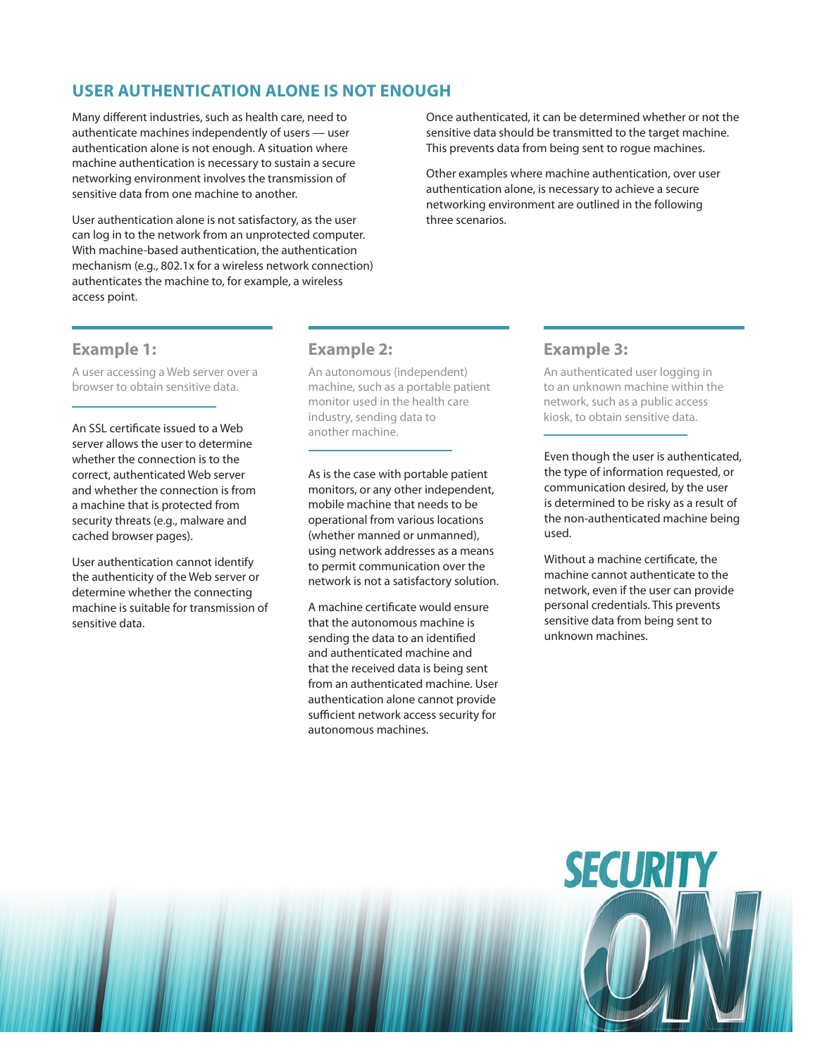## USER AUTHENTICATION ALONE IS NOT ENOUGH

Many different industries, such as health care, need to authenticate machines independently of users — user authentication alone is not enough. A situation where machine authentication is necessary to sustain a secure networking environment involves the transmission of sensitive data from one machine to another.

User authentication alone is not satisfactory, as the user can log in to the network from an unprotected computer. With machine-based authentication, the authentication mechanism (e.g., 802.1x for a wireless network connection) authenticates the machine to, for example, a wireless access point.

Once authenticated, it can be determined whether or not the sensitive data should be transmitted to the target machine. This prevents data from being sent to rogue machines.

Other examples where machine authentication, over user authentication alone, is necessary to achieve a secure networking environment are outlined in the following three scenarios.

### Example 1:

A user accessing a Web server over a browser to obtain sensitive data.

An SSL certificate issued to a Web server allows the user to determine whether the connection is to the correct, authenticated Web server and whether the connection is from a machine that is protected from security threats (e.g., malware and cached browser pages).

User authentication cannot identify the authenticity of the Web server or determine whether the connecting machine is suitable for transmission of sensitive data.

### Example 2:

An autonomous (independent) machine, such as a portable patient monitor used in the health care industry, sending data to another machine.

As is the case with portable patient monitors, or any other independent, mobile machine that needs to be operational from various locations (whether manned or unmanned), using network addresses as a means to permit communication over the network is not a satisfactory solution.

A machine certificate would ensure that the autonomous machine is sending the data to an identified and authenticated machine and that the received data is being sent from an authenticated machine. User authentication alone cannot provide sufficient network access security for autonomous machines.

### Example 3:

An authenticated user logging in to an unknown machine within the network, such as a public access kiosk, to obtain sensitive data.

Even though the user is authenticated, the type of information requested, or communication desired, by the user is determined to be risky as a result of the non-authenticated machine being used.

Without a machine certificate, the machine cannot authenticate to the network, even if the user can provide personal credentials. This prevents sensitive data from being sent to unknown machines.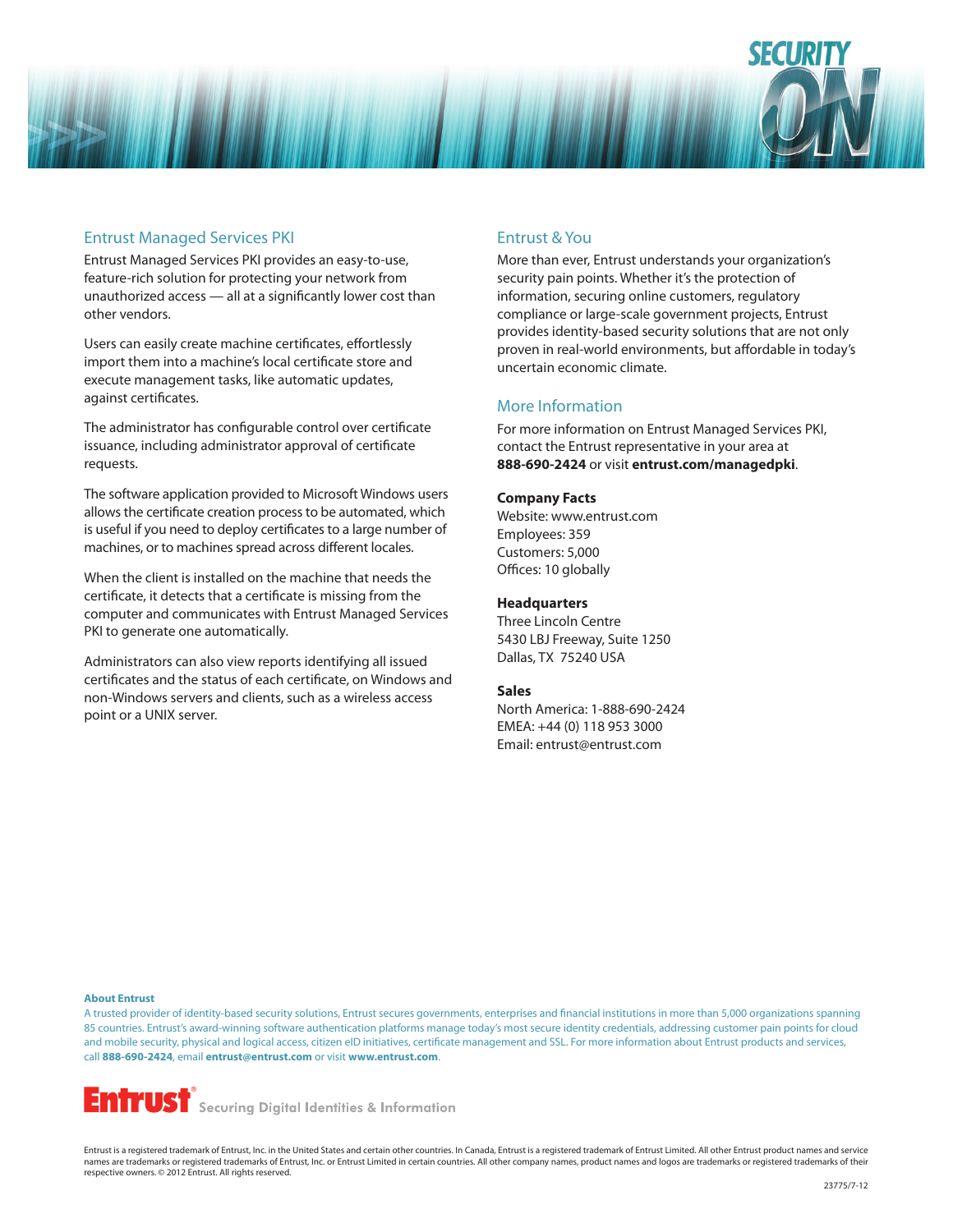## Entrust Managed Services PKI

Entrust Managed Services PKI provides an easy-to-use, feature-rich solution for protecting your network from unauthorized access — all at a significantly lower cost than other vendors.

Users can easily create machine certificates, effortlessly import them into a machine's local certificate store and execute management tasks, like automatic updates, against certificates.

The administrator has configurable control over certificate issuance, including administrator approval of certificate requests.

The software application provided to Microsoft Windows users allows the certificate creation process to be automated, which is useful if you need to deploy certificates to a large number of machines, or to machines spread across different locales.

When the client is installed on the machine that needs the certificate, it detects that a certificate is missing from the computer and communicates with Entrust Managed Services PKI to generate one automatically.

Administrators can also view reports identifying all issued certificates and the status of each certificate, on Windows and non-Windows servers and clients, such as a wireless access point or a UNIX server.

## Entrust & You

More than ever, Entrust understands your organization's security pain points. Whether it's the protection of information, securing online customers, regulatory compliance or large-scale government projects, Entrust provides identity-based security solutions that are not only proven in real-world environments, but affordable in today's uncertain economic climate.

## More Information

For more information on Entrust Managed Services PKI, contact the Entrust representative in your area at **888-690-2424** or visit **entrust.com/managedpki**.

**Company Facts**
Website: www.entrust.com
Employees: 359
Customers: 5,000
Offices: 10 globally

**Headquarters**
Three Lincoln Centre
5430 LBJ Freeway, Suite 1250
Dallas, TX 75240 USA

**Sales**
North America: 1-888-690-2424
EMEA: +44 (0) 118 953 3000
Email: entrust@entrust.com

**About Entrust**

A trusted provider of identity-based security solutions, Entrust secures governments, enterprises and financial institutions in more than 5,000 organizations spanning 85 countries. Entrust's award-winning software authentication platforms manage today's most secure identity credentials, addressing customer pain points for cloud and mobile security, physical and logical access, citizen eID initiatives, certificate management and SSL. For more information about Entrust products and services, call **888-690-2424**, email **entrust@entrust.com** or visit **www.entrust.com**.

Entrust® Securing Digital Identities & Information

Entrust is a registered trademark of Entrust, Inc. in the United States and certain other countries. In Canada, Entrust is a registered trademark of Entrust Limited. All other Entrust product names and service names are trademarks or registered trademarks of Entrust, Inc. or Entrust Limited in certain countries. All other company names, product names and logos are trademarks or registered trademarks of their respective owners. © 2012 Entrust. All rights reserved.

23775/7-12